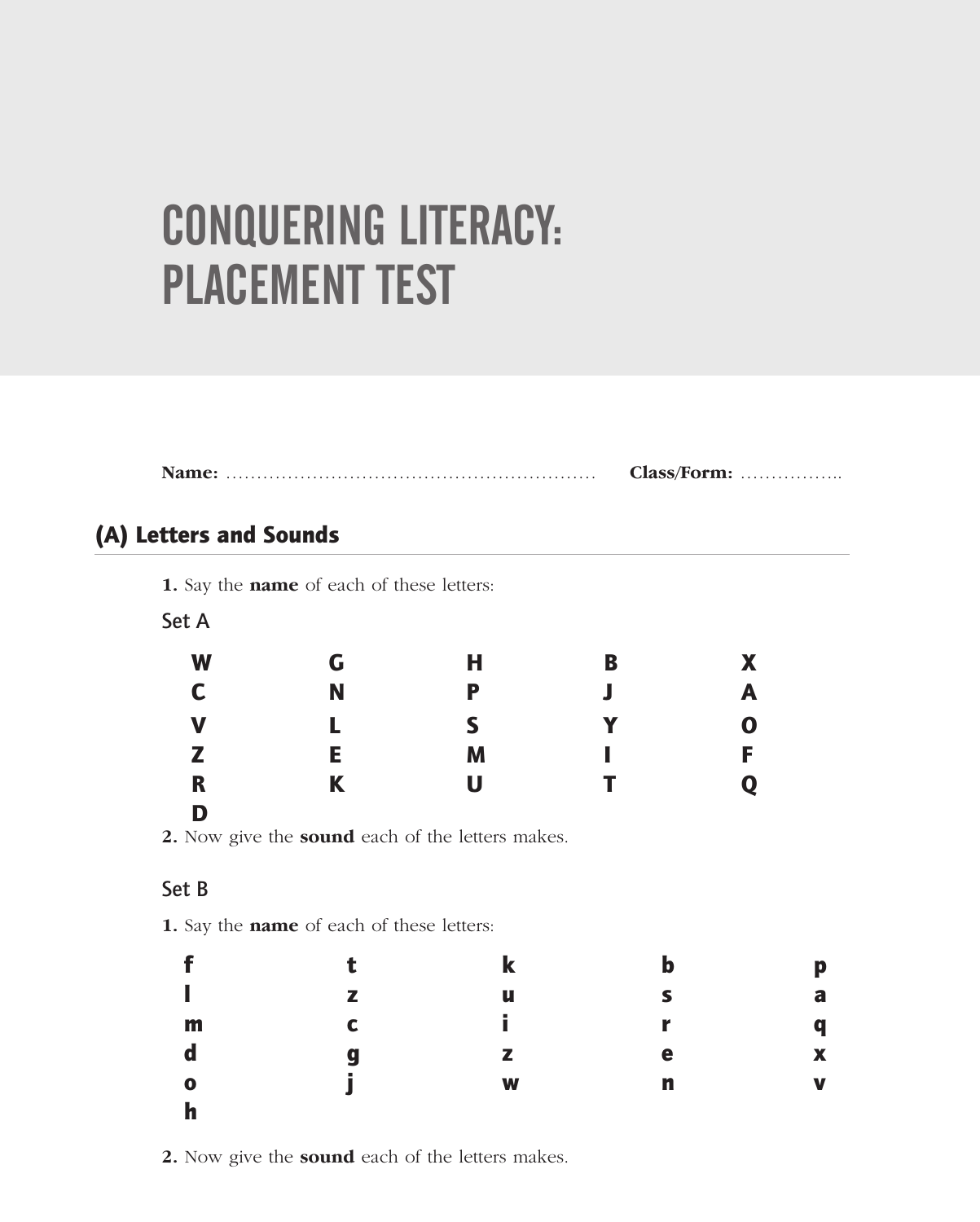# CONQUERING LITERACY: PLACEMENT TEST

**Name:** ……………………………………………………… **Class/Form:** ……………..

## (A) Letters and Sounds

**1.** Say the **name** of each of these letters:

### Set A

| | | | | |
|---|---|---|---|---|
| **W** | **G** | **H** | **B** | **X** |
| **C** | **N** | **P** | **J** | **A** |
| **V** | **L** | **S** | **Y** | **O** |
| **Z** | **E** | **M** | **I** | **F** |
| **R** | **K** | **U** | **T** | **Q** |
| **D** | | | | |

**2.** Now give the **sound** each of the letters makes.

### Set B

**1.** Say the **name** of each of these letters:

| | | | | |
|---|---|---|---|---|
| **f** | **t** | **k** | **b** | **p** |
| **l** | **z** | **u** | **s** | **a** |
| **m** | **c** | **i** | **r** | **q** |
| **d** | **g** | **z** | **e** | **x** |
| **o** | **j** | **w** | **n** | **v** |
| **h** | | | | |

**2.** Now give the **sound** each of the letters makes.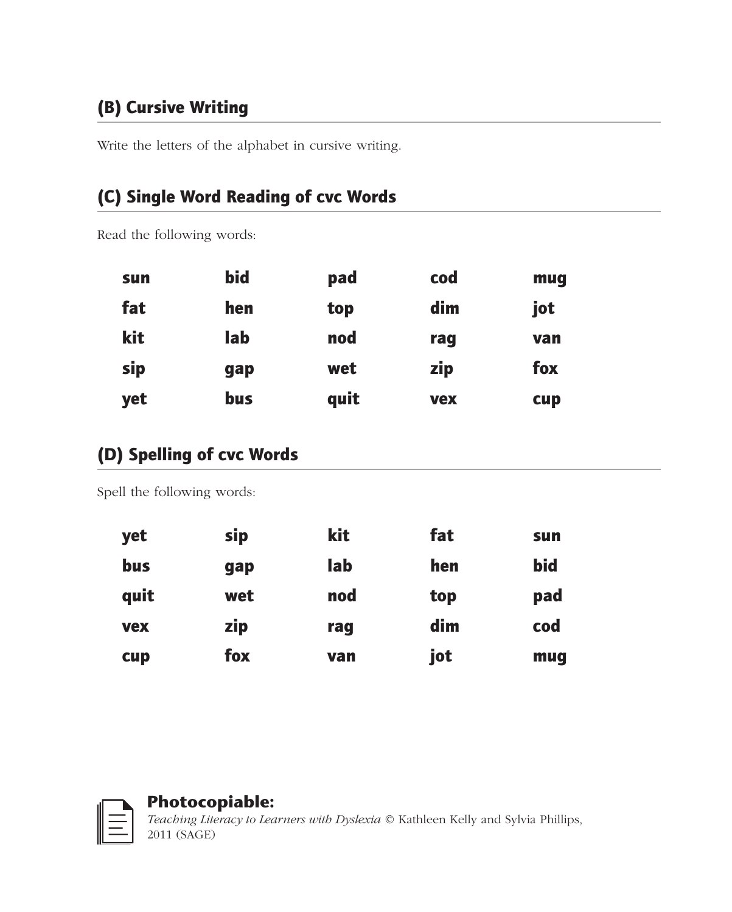## (B) Cursive Writing

Write the letters of the alphabet in cursive writing.

## (C) Single Word Reading of cvc Words

Read the following words:

| | | | | |
|---|---|---|---|---|
| **sun** | **bid** | **pad** | **cod** | **mug** |
| **fat** | **hen** | **top** | **dim** | **jot** |
| **kit** | **lab** | **nod** | **rag** | **van** |
| **sip** | **gap** | **wet** | **zip** | **fox** |
| **yet** | **bus** | **quit** | **vex** | **cup** |

## (D) Spelling of cvc Words

Spell the following words:

| | | | | |
|---|---|---|---|---|
| **yet** | **sip** | **kit** | **fat** | **sun** |
| **bus** | **gap** | **lab** | **hen** | **bid** |
| **quit** | **wet** | **nod** | **top** | **pad** |
| **vex** | **zip** | **rag** | **dim** | **cod** |
| **cup** | **fox** | **van** | **jot** | **mug** |

**Photocopiable:**
*Teaching Literacy to Learners with Dyslexia* © Kathleen Kelly and Sylvia Phillips, 2011 (SAGE)